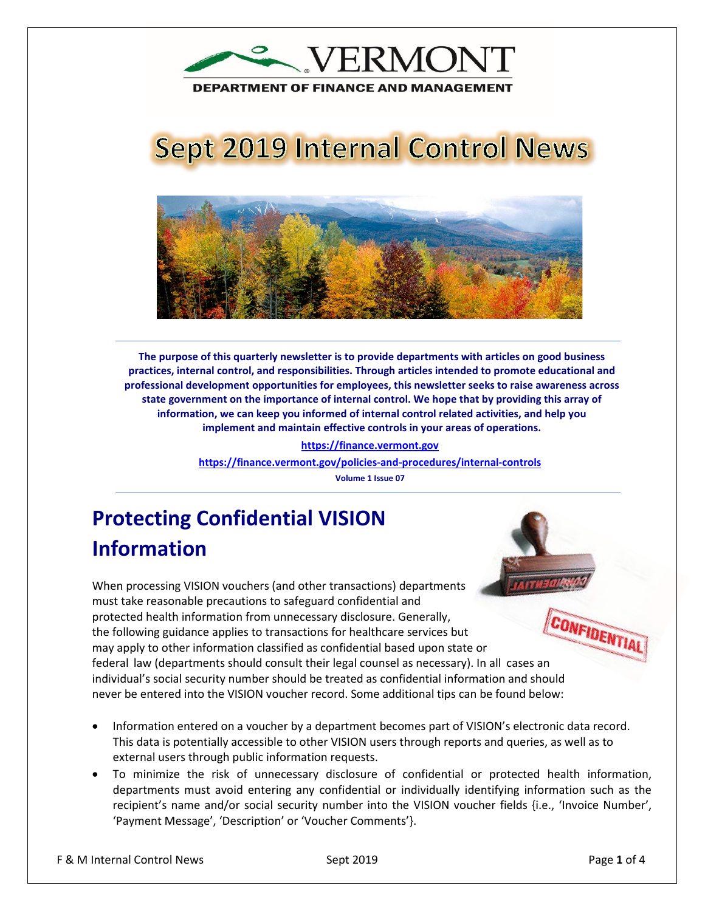VERMONT

DEPARTMENT OF FINANCE AND MANAGEMENT

# Sept 2019 Internal Control News

**The purpose of this quarterly newsletter is to provide departments with articles on good business practices, internal control, and responsibilities. Through articles intended to promote educational and professional development opportunities for employees, this newsletter seeks to raise awareness across state government on the importance of internal control. We hope that by providing this array of information, we can keep you informed of internal control related activities, and help you implement and maintain effective controls in your areas of operations.**

https://finance.vermont.gov

https://finance.vermont.gov/policies-and-procedures/internal-controls

**Volume 1 Issue 07**

## Protecting Confidential VISION Information

When processing VISION vouchers (and other transactions) departments must take reasonable precautions to safeguard confidential and protected health information from unnecessary disclosure. Generally, the following guidance applies to transactions for healthcare services but may apply to other information classified as confidential based upon state or federal law (departments should consult their legal counsel as necessary). In all cases an individual's social security number should be treated as confidential information and should never be entered into the VISION voucher record. Some additional tips can be found below:

- Information entered on a voucher by a department becomes part of VISION's electronic data record. This data is potentially accessible to other VISION users through reports and queries, as well as to external users through public information requests.
- To minimize the risk of unnecessary disclosure of confidential or protected health information, departments must avoid entering any confidential or individually identifying information such as the recipient's name and/or social security number into the VISION voucher fields {i.e., 'Invoice Number', 'Payment Message', 'Description' or 'Voucher Comments'}.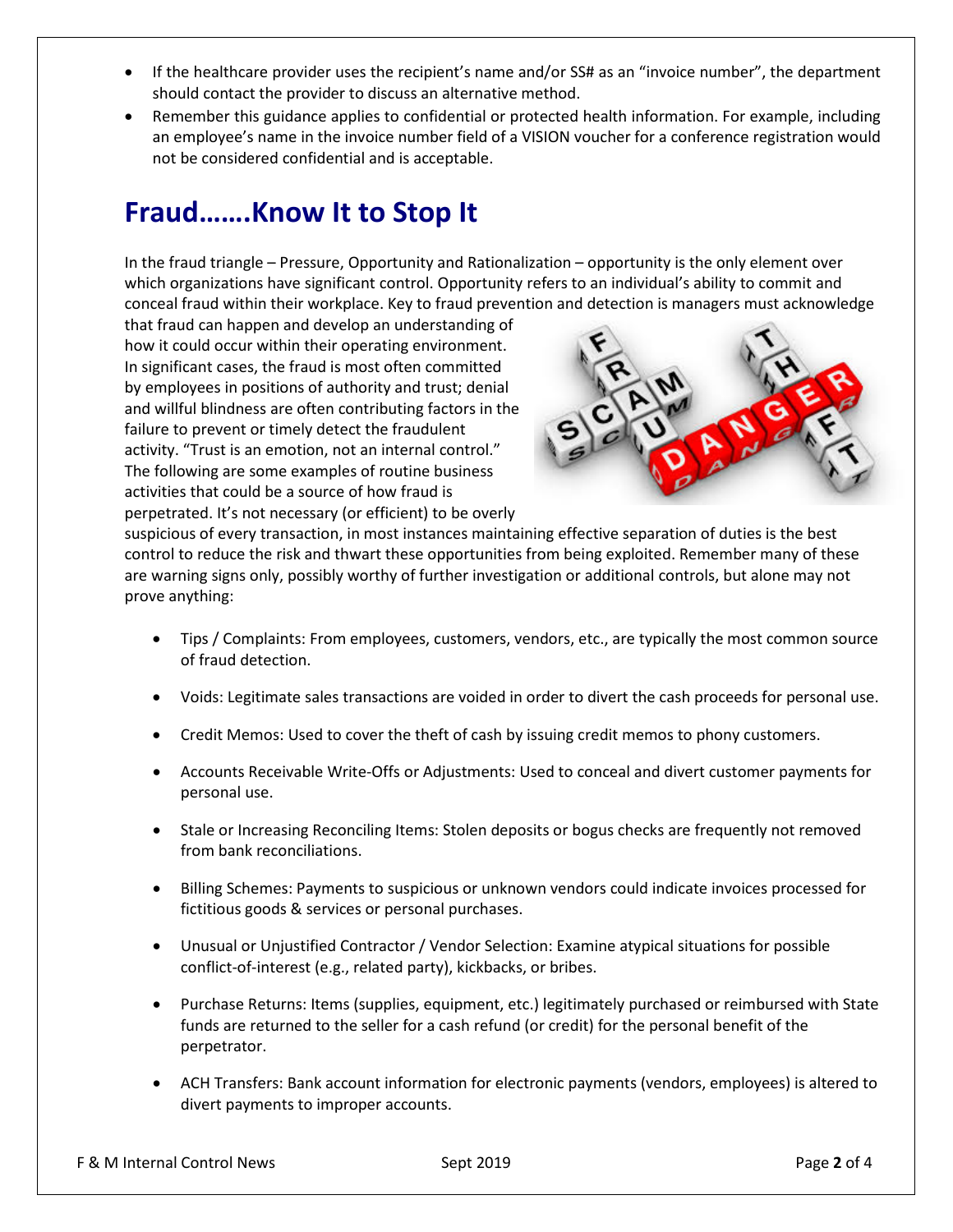- If the healthcare provider uses the recipient's name and/or SS# as an "invoice number", the department should contact the provider to discuss an alternative method.
- Remember this guidance applies to confidential or protected health information. For example, including an employee's name in the invoice number field of a VISION voucher for a conference registration would not be considered confidential and is acceptable.

## Fraud…….Know It to Stop It

In the fraud triangle – Pressure, Opportunity and Rationalization – opportunity is the only element over which organizations have significant control. Opportunity refers to an individual's ability to commit and conceal fraud within their workplace. Key to fraud prevention and detection is managers must acknowledge that fraud can happen and develop an understanding of how it could occur within their operating environment. In significant cases, the fraud is most often committed by employees in positions of authority and trust; denial and willful blindness are often contributing factors in the failure to prevent or timely detect the fraudulent activity. "Trust is an emotion, not an internal control." The following are some examples of routine business activities that could be a source of how fraud is perpetrated. It's not necessary (or efficient) to be overly suspicious of every transaction, in most instances maintaining effective separation of duties is the best control to reduce the risk and thwart these opportunities from being exploited. Remember many of these are warning signs only, possibly worthy of further investigation or additional controls, but alone may not prove anything:

- Tips / Complaints: From employees, customers, vendors, etc., are typically the most common source of fraud detection.
- Voids: Legitimate sales transactions are voided in order to divert the cash proceeds for personal use.
- Credit Memos: Used to cover the theft of cash by issuing credit memos to phony customers.
- Accounts Receivable Write-Offs or Adjustments: Used to conceal and divert customer payments for personal use.
- Stale or Increasing Reconciling Items: Stolen deposits or bogus checks are frequently not removed from bank reconciliations.
- Billing Schemes: Payments to suspicious or unknown vendors could indicate invoices processed for fictitious goods & services or personal purchases.
- Unusual or Unjustified Contractor / Vendor Selection: Examine atypical situations for possible conflict-of-interest (e.g., related party), kickbacks, or bribes.
- Purchase Returns: Items (supplies, equipment, etc.) legitimately purchased or reimbursed with State funds are returned to the seller for a cash refund (or credit) for the personal benefit of the perpetrator.
- ACH Transfers: Bank account information for electronic payments (vendors, employees) is altered to divert payments to improper accounts.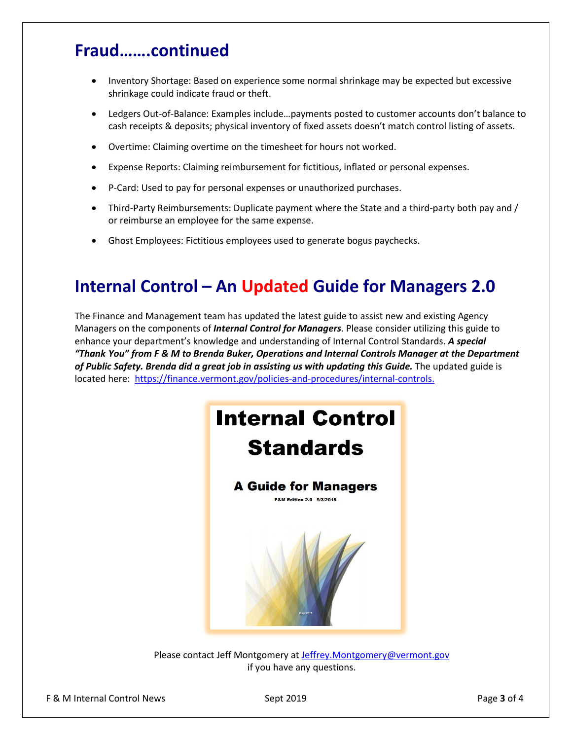## Fraud…….continued

- Inventory Shortage: Based on experience some normal shrinkage may be expected but excessive shrinkage could indicate fraud or theft.
- Ledgers Out-of-Balance: Examples include…payments posted to customer accounts don't balance to cash receipts & deposits; physical inventory of fixed assets doesn't match control listing of assets.
- Overtime: Claiming overtime on the timesheet for hours not worked.
- Expense Reports: Claiming reimbursement for fictitious, inflated or personal expenses.
- P-Card: Used to pay for personal expenses or unauthorized purchases.
- Third-Party Reimbursements: Duplicate payment where the State and a third-party both pay and / or reimburse an employee for the same expense.
- Ghost Employees: Fictitious employees used to generate bogus paychecks.

## Internal Control – An Updated Guide for Managers 2.0

The Finance and Management team has updated the latest guide to assist new and existing Agency Managers on the components of ***Internal Control for Managers***. Please consider utilizing this guide to enhance your department's knowledge and understanding of Internal Control Standards. ***A special "Thank You" from F & M to Brenda Buker, Operations and Internal Controls Manager at the Department of Public Safety. Brenda did a great job in assisting us with updating this Guide.*** The updated guide is located here: https://finance.vermont.gov/policies-and-procedures/internal-controls.

**Internal Control Standards**

**A Guide for Managers**

**F&M Edition 2.0 9/3/2019**

Please contact Jeff Montgomery at Jeffrey.Montgomery@vermont.gov if you have any questions.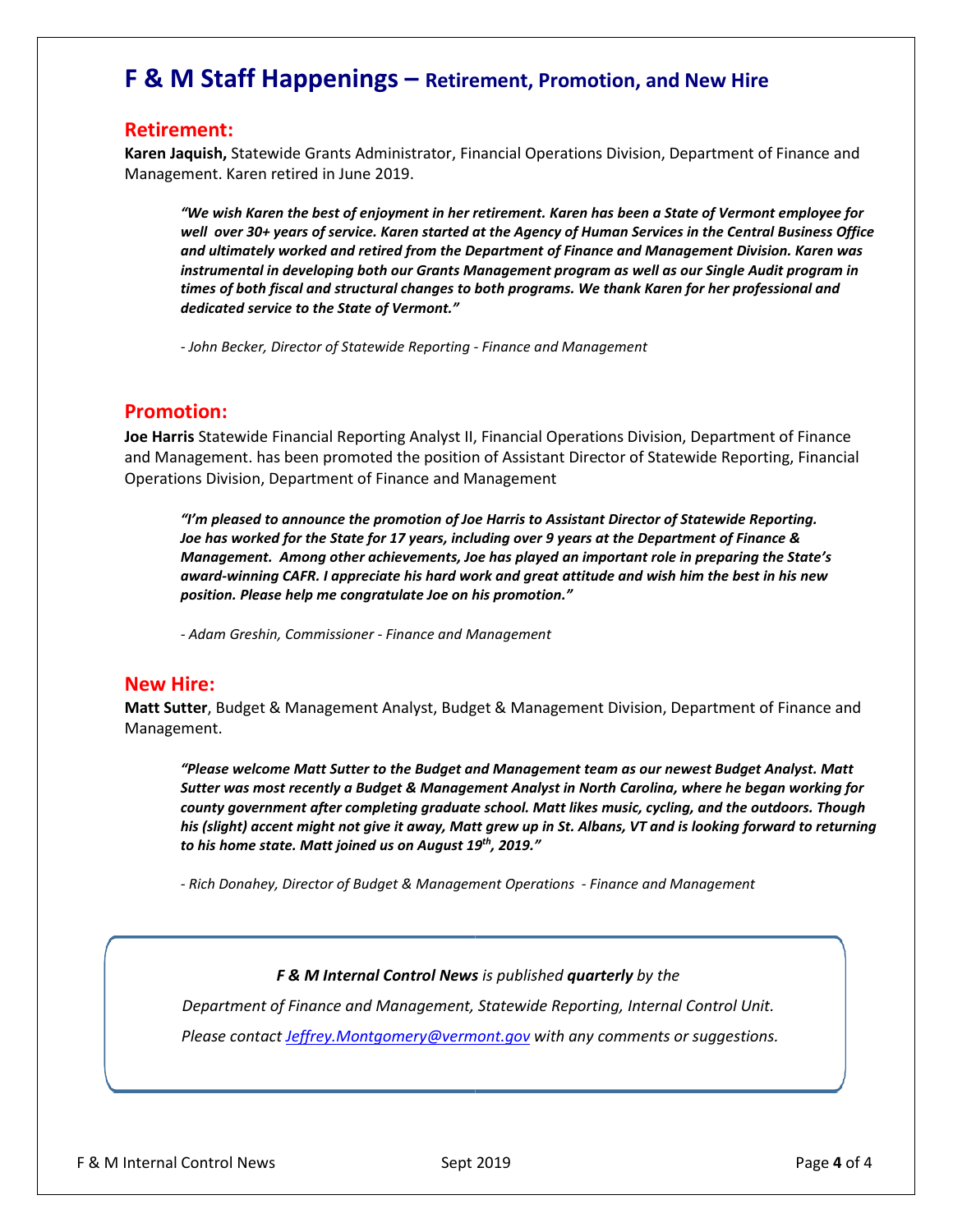# F & M Staff Happenings – Retirement, Promotion, and New Hire

## Retirement:

**Karen Jaquish,** Statewide Grants Administrator, Financial Operations Division, Department of Finance and Management. Karen retired in June 2019.

> ***"We wish Karen the best of enjoyment in her retirement. Karen has been a State of Vermont employee for well over 30+ years of service. Karen started at the Agency of Human Services in the Central Business Office and ultimately worked and retired from the Department of Finance and Management Division. Karen was instrumental in developing both our Grants Management program as well as our Single Audit program in times of both fiscal and structural changes to both programs. We thank Karen for her professional and dedicated service to the State of Vermont."***
>
> *- John Becker, Director of Statewide Reporting - Finance and Management*

## Promotion:

**Joe Harris** Statewide Financial Reporting Analyst II, Financial Operations Division, Department of Finance and Management. has been promoted the position of Assistant Director of Statewide Reporting, Financial Operations Division, Department of Finance and Management

> ***"I'm pleased to announce the promotion of Joe Harris to Assistant Director of Statewide Reporting. Joe has worked for the State for 17 years, including over 9 years at the Department of Finance & Management. Among other achievements, Joe has played an important role in preparing the State's award-winning CAFR. I appreciate his hard work and great attitude and wish him the best in his new position. Please help me congratulate Joe on his promotion."***
>
> *- Adam Greshin, Commissioner - Finance and Management*

## New Hire:

**Matt Sutter**, Budget & Management Analyst, Budget & Management Division, Department of Finance and Management.

> ***"Please welcome Matt Sutter to the Budget and Management team as our newest Budget Analyst. Matt Sutter was most recently a Budget & Management Analyst in North Carolina, where he began working for county government after completing graduate school. Matt likes music, cycling, and the outdoors. Though his (slight) accent might not give it away, Matt grew up in St. Albans, VT and is looking forward to returning to his home state. Matt joined us on August 19th, 2019."***
>
> *- Rich Donahey, Director of Budget & Management Operations - Finance and Management*

---

*__F & M Internal Control News__ is published __quarterly__ by the*

*Department of Finance and Management, Statewide Reporting, Internal Control Unit.*

*Please contact [Jeffrey.Montgomery@vermont.gov](mailto:Jeffrey.Montgomery@vermont.gov) with any comments or suggestions.*